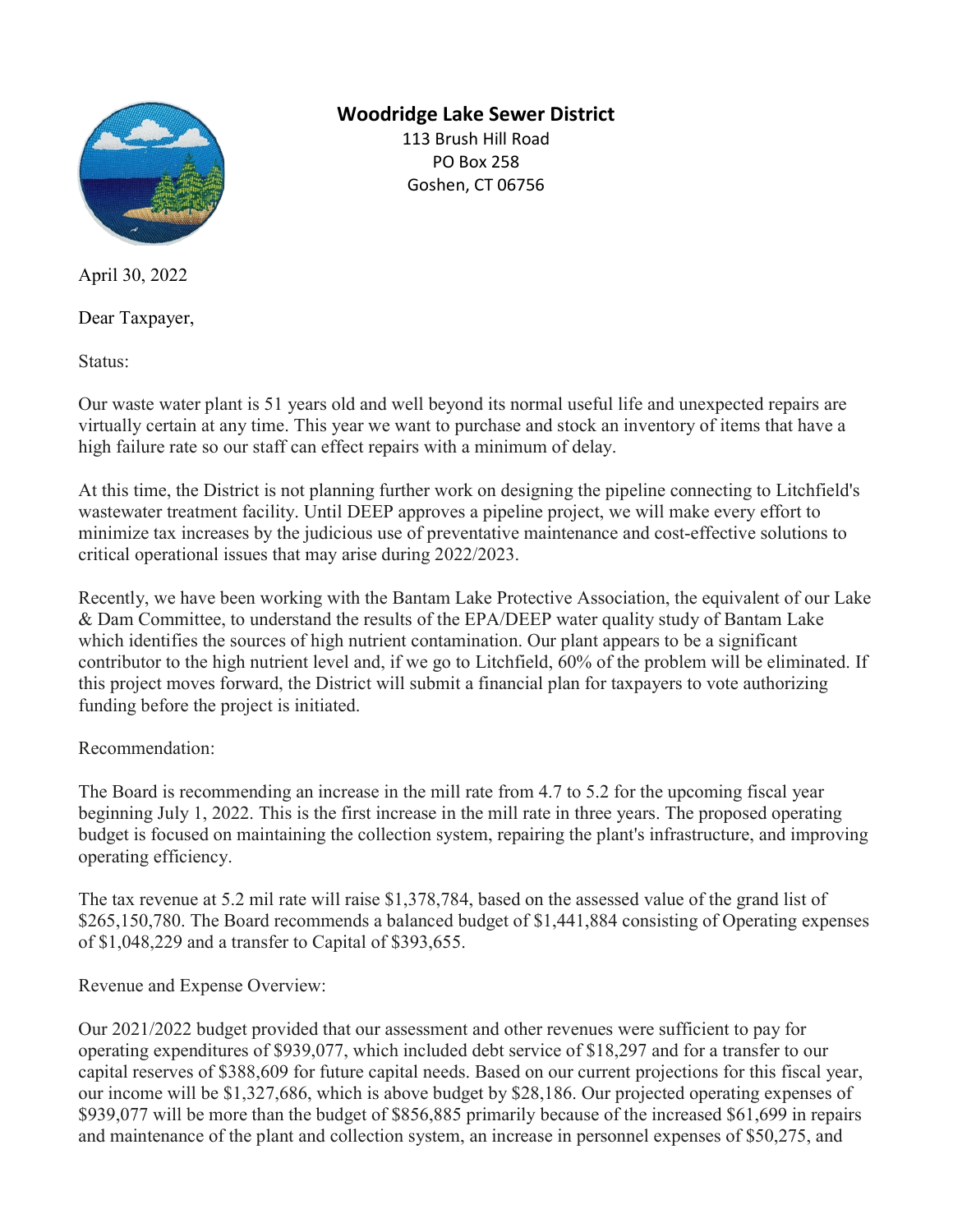# Woodridge Lake Sewer District

113 Brush Hill Road
PO Box 258
Goshen, CT 06756

April 30, 2022

Dear Taxpayer,

Status:

Our waste water plant is 51 years old and well beyond its normal useful life and unexpected repairs are virtually certain at any time. This year we want to purchase and stock an inventory of items that have a high failure rate so our staff can effect repairs with a minimum of delay.

At this time, the District is not planning further work on designing the pipeline connecting to Litchfield's wastewater treatment facility. Until DEEP approves a pipeline project, we will make every effort to minimize tax increases by the judicious use of preventative maintenance and cost-effective solutions to critical operational issues that may arise during 2022/2023.

Recently, we have been working with the Bantam Lake Protective Association, the equivalent of our Lake & Dam Committee, to understand the results of the EPA/DEEP water quality study of Bantam Lake which identifies the sources of high nutrient contamination. Our plant appears to be a significant contributor to the high nutrient level and, if we go to Litchfield, 60% of the problem will be eliminated. If this project moves forward, the District will submit a financial plan for taxpayers to vote authorizing funding before the project is initiated.

Recommendation:

The Board is recommending an increase in the mill rate from 4.7 to 5.2 for the upcoming fiscal year beginning July 1, 2022. This is the first increase in the mill rate in three years. The proposed operating budget is focused on maintaining the collection system, repairing the plant's infrastructure, and improving operating efficiency.

The tax revenue at 5.2 mil rate will raise $1,378,784, based on the assessed value of the grand list of $265,150,780. The Board recommends a balanced budget of $1,441,884 consisting of Operating expenses of $1,048,229 and a transfer to Capital of $393,655.

Revenue and Expense Overview:

Our 2021/2022 budget provided that our assessment and other revenues were sufficient to pay for operating expenditures of $939,077, which included debt service of $18,297 and for a transfer to our capital reserves of $388,609 for future capital needs. Based on our current projections for this fiscal year, our income will be $1,327,686, which is above budget by $28,186. Our projected operating expenses of $939,077 will be more than the budget of $856,885 primarily because of the increased $61,699 in repairs and maintenance of the plant and collection system, an increase in personnel expenses of $50,275, and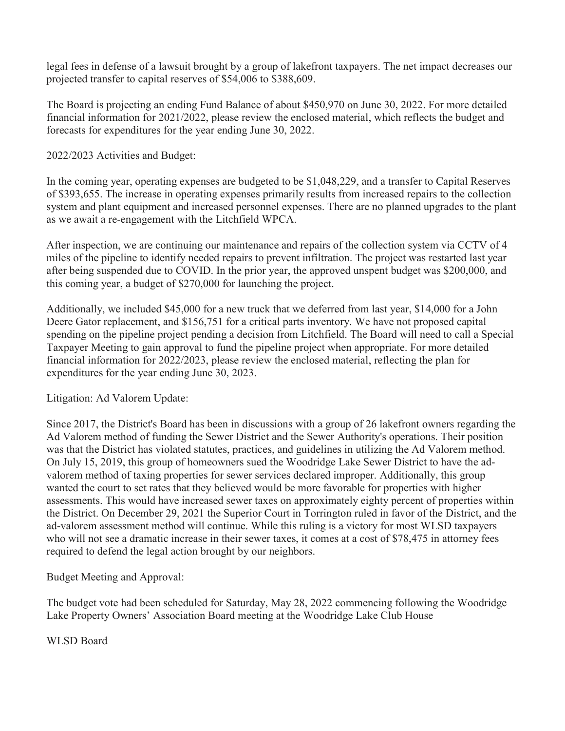legal fees in defense of a lawsuit brought by a group of lakefront taxpayers. The net impact decreases our projected transfer to capital reserves of $54,006 to $388,609.

The Board is projecting an ending Fund Balance of about $450,970 on June 30, 2022. For more detailed financial information for 2021/2022, please review the enclosed material, which reflects the budget and forecasts for expenditures for the year ending June 30, 2022.

2022/2023 Activities and Budget:

In the coming year, operating expenses are budgeted to be $1,048,229, and a transfer to Capital Reserves of $393,655. The increase in operating expenses primarily results from increased repairs to the collection system and plant equipment and increased personnel expenses. There are no planned upgrades to the plant as we await a re-engagement with the Litchfield WPCA.

After inspection, we are continuing our maintenance and repairs of the collection system via CCTV of 4 miles of the pipeline to identify needed repairs to prevent infiltration. The project was restarted last year after being suspended due to COVID. In the prior year, the approved unspent budget was $200,000, and this coming year, a budget of $270,000 for launching the project.

Additionally, we included $45,000 for a new truck that we deferred from last year, $14,000 for a John Deere Gator replacement, and $156,751 for a critical parts inventory. We have not proposed capital spending on the pipeline project pending a decision from Litchfield. The Board will need to call a Special Taxpayer Meeting to gain approval to fund the pipeline project when appropriate. For more detailed financial information for 2022/2023, please review the enclosed material, reflecting the plan for expenditures for the year ending June 30, 2023.

Litigation: Ad Valorem Update:

Since 2017, the District's Board has been in discussions with a group of 26 lakefront owners regarding the Ad Valorem method of funding the Sewer District and the Sewer Authority's operations. Their position was that the District has violated statutes, practices, and guidelines in utilizing the Ad Valorem method. On July 15, 2019, this group of homeowners sued the Woodridge Lake Sewer District to have the ad-valorem method of taxing properties for sewer services declared improper. Additionally, this group wanted the court to set rates that they believed would be more favorable for properties with higher assessments. This would have increased sewer taxes on approximately eighty percent of properties within the District. On December 29, 2021 the Superior Court in Torrington ruled in favor of the District, and the ad-valorem assessment method will continue. While this ruling is a victory for most WLSD taxpayers who will not see a dramatic increase in their sewer taxes, it comes at a cost of $78,475 in attorney fees required to defend the legal action brought by our neighbors.

Budget Meeting and Approval:

The budget vote had been scheduled for Saturday, May 28, 2022 commencing following the Woodridge Lake Property Owners' Association Board meeting at the Woodridge Lake Club House

WLSD Board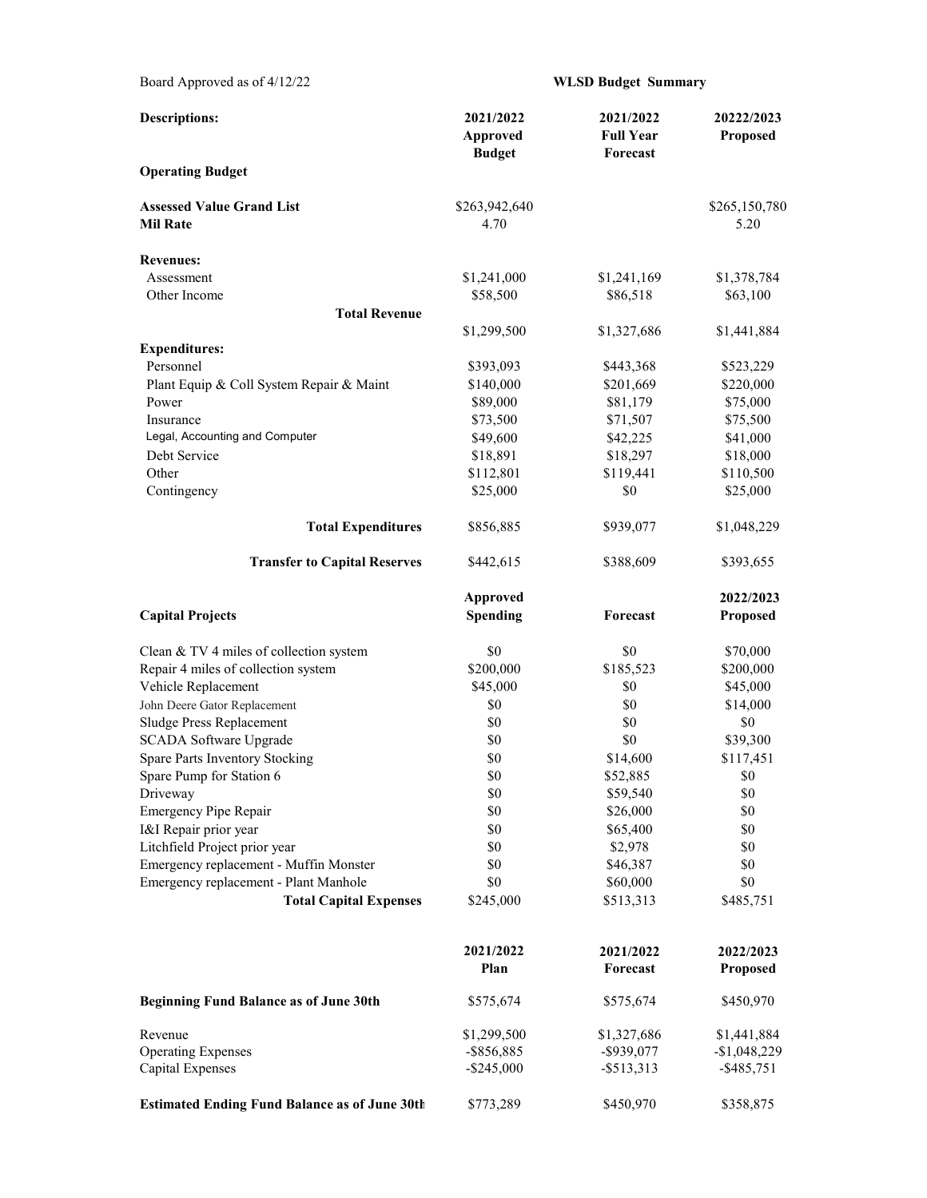Board Approved as of 4/12/22

**WLSD Budget Summary**

| **Descriptions:** | **2021/2022 Approved Budget** | **2021/2022 Full Year Forecast** | **20222/2023 Proposed** |
|---|---|---|---|
| **Operating Budget** | | | |
| **Assessed Value Grand List** | $263,942,640 | | $265,150,780 |
| **Mil Rate** | 4.70 | | 5.20 |
| **Revenues:** | | | |
| Assessment | $1,241,000 | $1,241,169 | $1,378,784 |
| Other Income | $58,500 | $86,518 | $63,100 |
| **Total Revenue** | $1,299,500 | $1,327,686 | $1,441,884 |
| **Expenditures:** | | | |
| Personnel | $393,093 | $443,368 | $523,229 |
| Plant Equip & Coll System Repair & Maint | $140,000 | $201,669 | $220,000 |
| Power | $89,000 | $81,179 | $75,000 |
| Insurance | $73,500 | $71,507 | $75,500 |
| Legal, Accounting and Computer | $49,600 | $42,225 | $41,000 |
| Debt Service | $18,891 | $18,297 | $18,000 |
| Other | $112,801 | $119,441 | $110,500 |
| Contingency | $25,000 | $0 | $25,000 |
| **Total Expenditures** | $856,885 | $939,077 | $1,048,229 |
| **Transfer to Capital Reserves** | $442,615 | $388,609 | $393,655 |

| **Capital Projects** | **Approved Spending** | **Forecast** | **2022/2023 Proposed** |
|---|---|---|---|
| Clean & TV 4 miles of collection system | $0 | $0 | $70,000 |
| Repair 4 miles of collection system | $200,000 | $185,523 | $200,000 |
| Vehicle Replacement | $45,000 | $0 | $45,000 |
| John Deere Gator Replacement | $0 | $0 | $14,000 |
| Sludge Press Replacement | $0 | $0 | $0 |
| SCADA Software Upgrade | $0 | $0 | $39,300 |
| Spare Parts Inventory Stocking | $0 | $14,600 | $117,451 |
| Spare Pump for Station 6 | $0 | $52,885 | $0 |
| Driveway | $0 | $59,540 | $0 |
| Emergency Pipe Repair | $0 | $26,000 | $0 |
| I&I Repair prior year | $0 | $65,400 | $0 |
| Litchfield Project prior year | $0 | $2,978 | $0 |
| Emergency replacement - Muffin Monster | $0 | $46,387 | $0 |
| Emergency replacement - Plant Manhole | $0 | $60,000 | $0 |
| **Total Capital Expenses** | $245,000 | $513,313 | $485,751 |

| | **2021/2022 Plan** | **2021/2022 Forecast** | **2022/2023 Proposed** |
|---|---|---|---|
| **Beginning Fund Balance as of June 30th** | $575,674 | $575,674 | $450,970 |
| Revenue | $1,299,500 | $1,327,686 | $1,441,884 |
| Operating Expenses | -$856,885 | -$939,077 | -$1,048,229 |
| Capital Expenses | -$245,000 | -$513,313 | -$485,751 |
| **Estimated Ending Fund Balance as of June 30th** | $773,289 | $450,970 | $358,875 |